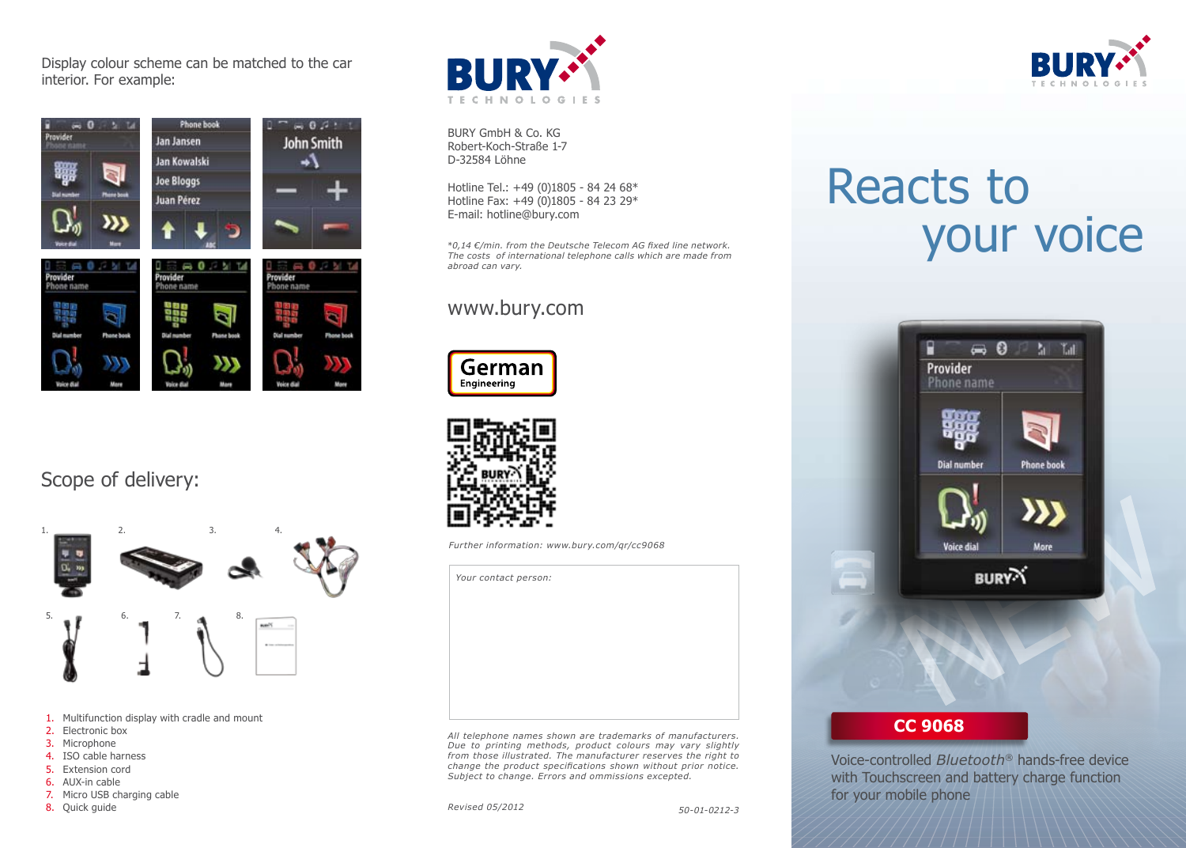Display colour scheme can be matched to the car interior. For example:

## Scope of delivery:

1. Multifunction display with cradle and mount
2. Electronic box
3. Microphone
4. ISO cable harness
5. Extension cord
6. AUX-in cable
7. Micro USB charging cable
8. Quick guide

BURY TECHNOLOGIES

BURY GmbH & Co. KG
Robert-Koch-Straße 1-7
D-32584 Löhne

Hotline Tel.: +49 (0)1805 - 84 24 68*
Hotline Fax: +49 (0)1805 - 84 23 29*
E-mail: hotline@bury.com

*\*0,14 €/min. from the Deutsche Telecom AG fixed line network. The costs of international telephone calls which are made from abroad can vary.*

www.bury.com

German Engineering

*Further information: www.bury.com/qr/cc9068*

*Your contact person:*

*All telephone names shown are trademarks of manufacturers. Due to printing methods, product colours may vary slightly from those illustrated. The manufacturer reserves the right to change the product specifications shown without prior notice. Subject to change. Errors and ommissions excepted.*

*Revised 05/2012* *50-01-0212-3*

BURY TECHNOLOGIES

# Reacts to your voice

NEW

## CC 9068

Voice-controlled *Bluetooth*® hands-free device with Touchscreen and battery charge function for your mobile phone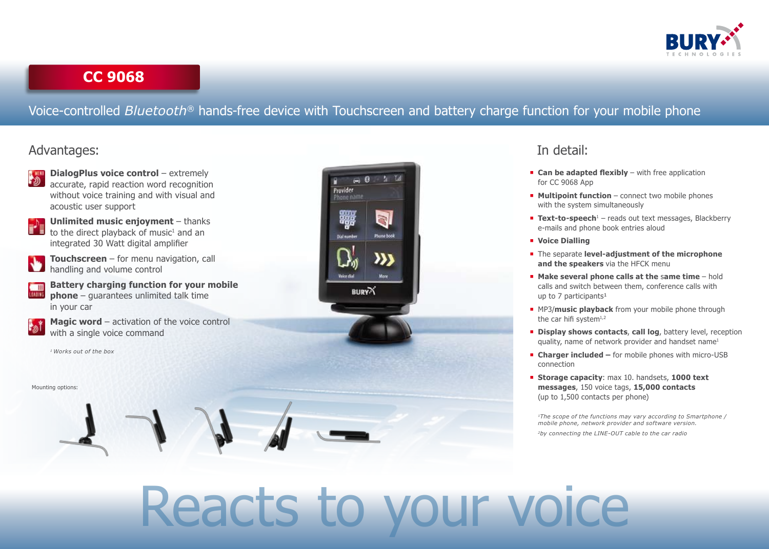# CC 9068

Voice-controlled *Bluetooth*® hands-free device with Touchscreen and battery charge function for your mobile phone

## Advantages:

**DialogPlus voice control** – extremely accurate, rapid reaction word recognition without voice training and with visual and acoustic user support

**Unlimited music enjoyment** – thanks to the direct playback of music[1] and an integrated 30 Watt digital amplifier

**Touchscreen** – for menu navigation, call handling and volume control

**Battery charging function for your mobile phone** – guarantees unlimited talk time in your car

**Magic word** – activation of the voice control with a single voice command

*[1] Works out of the box*

Mounting options:

## In detail:

- **Can be adapted flexibly** – with free application for CC 9068 App
- **Multipoint function** – connect two mobile phones with the system simultaneously
- **Text-to-speech**[1] – reads out text messages, Blackberry e-mails and phone book entries aloud
- **Voice Dialling**
- The separate **level-adjustment of the microphone and the speakers** via the HFCK menu
- **Make several phone calls at the same time** – hold calls and switch between them, conference calls with up to 7 participants[1]
- MP3/**music playback** from your mobile phone through the car hifi system[1,2]
- **Display shows contacts**, **call log**, battery level, reception quality, name of network provider and handset name[1]
- **Charger included –** for mobile phones with micro-USB connection
- **Storage capacity**: max 10. handsets, **1000 text messages**, 150 voice tags, **15,000 contacts** (up to 1,500 contacts per phone)

*[1] The scope of the functions may vary according to Smartphone / mobile phone, network provider and software version.*

*[2] by connecting the LINE-OUT cable to the car radio*

# Reacts to your voice